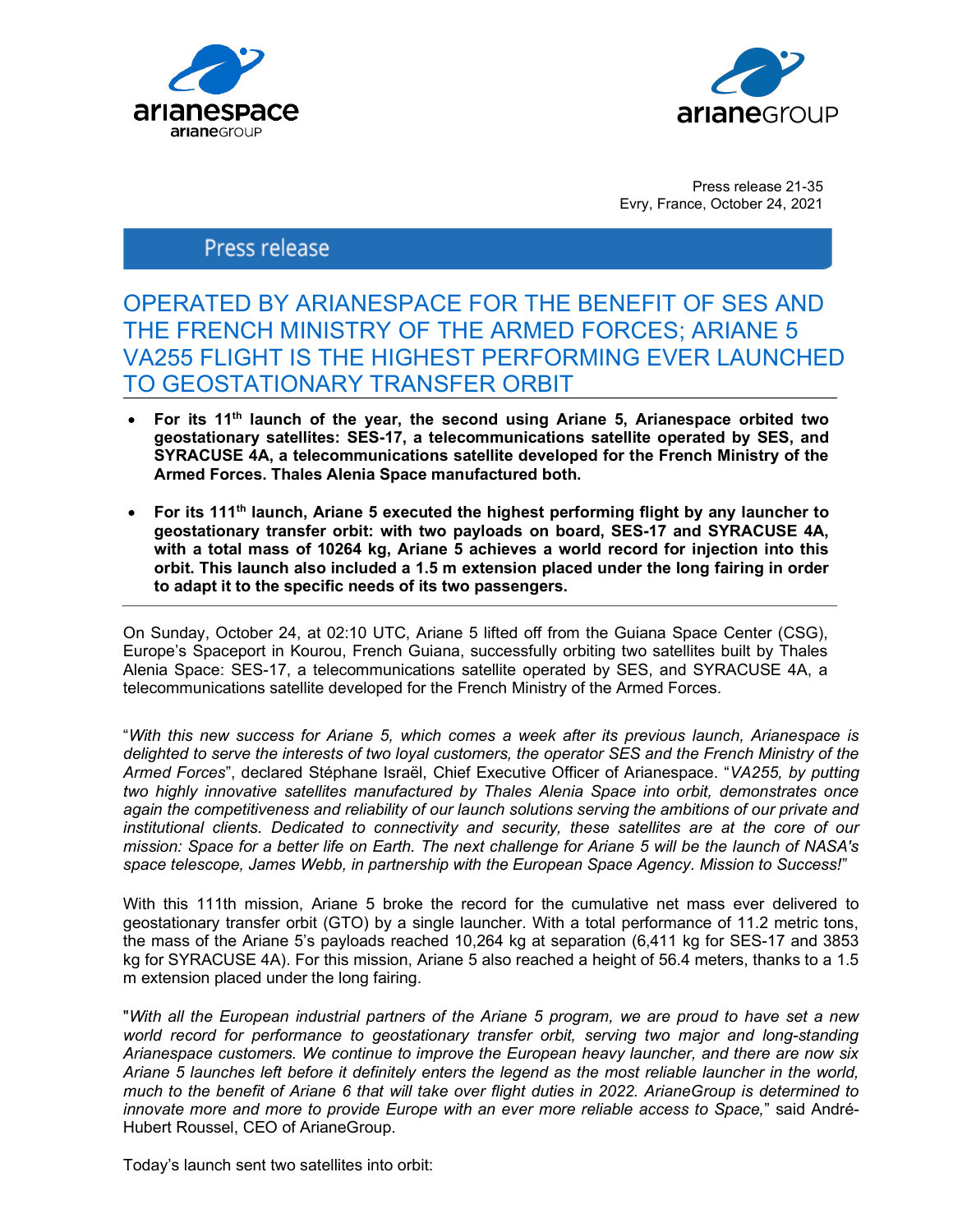Press release 21-35
Evry, France, October 24, 2021

Press release

# OPERATED BY ARIANESPACE FOR THE BENEFIT OF SES AND THE FRENCH MINISTRY OF THE ARMED FORCES; ARIANE 5 VA255 FLIGHT IS THE HIGHEST PERFORMING EVER LAUNCHED TO GEOSTATIONARY TRANSFER ORBIT

- **For its 11th launch of the year, the second using Ariane 5, Arianespace orbited two geostationary satellites: SES-17, a telecommunications satellite operated by SES, and SYRACUSE 4A, a telecommunications satellite developed for the French Ministry of the Armed Forces. Thales Alenia Space manufactured both.**
- **For its 111th launch, Ariane 5 executed the highest performing flight by any launcher to geostationary transfer orbit: with two payloads on board, SES-17 and SYRACUSE 4A, with a total mass of 10264 kg, Ariane 5 achieves a world record for injection into this orbit. This launch also included a 1.5 m extension placed under the long fairing in order to adapt it to the specific needs of its two passengers.**

---

On Sunday, October 24, at 02:10 UTC, Ariane 5 lifted off from the Guiana Space Center (CSG), Europe's Spaceport in Kourou, French Guiana, successfully orbiting two satellites built by Thales Alenia Space: SES-17, a telecommunications satellite operated by SES, and SYRACUSE 4A, a telecommunications satellite developed for the French Ministry of the Armed Forces.

"*With this new success for Ariane 5, which comes a week after its previous launch, Arianespace is delighted to serve the interests of two loyal customers, the operator SES and the French Ministry of the Armed Forces*", declared Stéphane Israël, Chief Executive Officer of Arianespace. "*VA255, by putting two highly innovative satellites manufactured by Thales Alenia Space into orbit, demonstrates once again the competitiveness and reliability of our launch solutions serving the ambitions of our private and institutional clients. Dedicated to connectivity and security, these satellites are at the core of our mission: Space for a better life on Earth. The next challenge for Ariane 5 will be the launch of NASA's space telescope, James Webb, in partnership with the European Space Agency. Mission to Success!*"

With this 111th mission, Ariane 5 broke the record for the cumulative net mass ever delivered to geostationary transfer orbit (GTO) by a single launcher. With a total performance of 11.2 metric tons, the mass of the Ariane 5's payloads reached 10,264 kg at separation (6,411 kg for SES-17 and 3853 kg for SYRACUSE 4A). For this mission, Ariane 5 also reached a height of 56.4 meters, thanks to a 1.5 m extension placed under the long fairing.

"*With all the European industrial partners of the Ariane 5 program, we are proud to have set a new world record for performance to geostationary transfer orbit, serving two major and long-standing Arianespace customers. We continue to improve the European heavy launcher, and there are now six Ariane 5 launches left before it definitely enters the legend as the most reliable launcher in the world, much to the benefit of Ariane 6 that will take over flight duties in 2022. ArianeGroup is determined to innovate more and more to provide Europe with an ever more reliable access to Space,*" said André-Hubert Roussel, CEO of ArianeGroup.

Today's launch sent two satellites into orbit: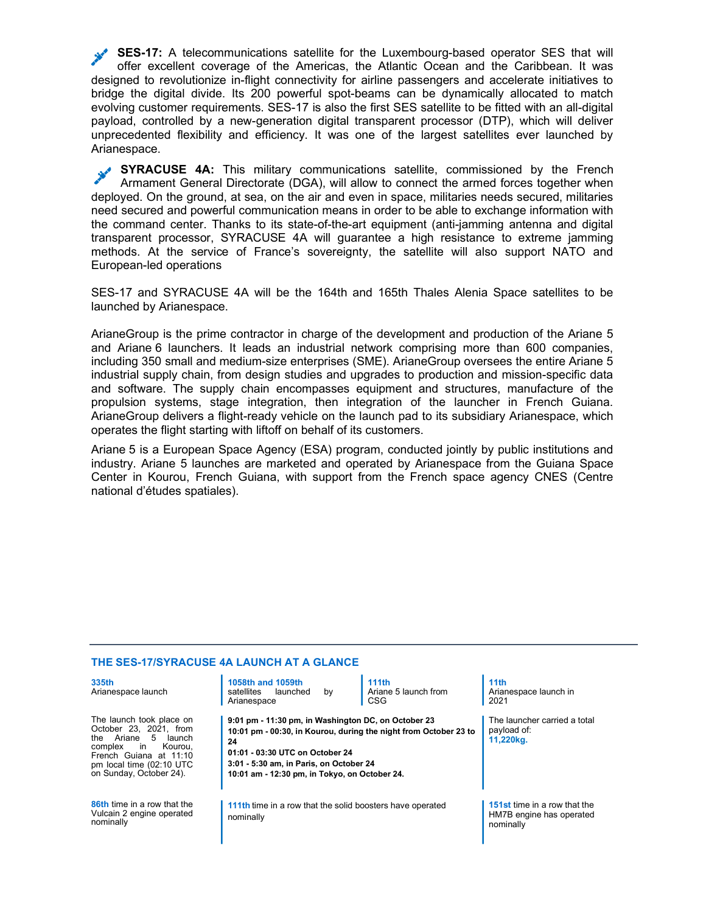**SES-17:** A telecommunications satellite for the Luxembourg-based operator SES that will offer excellent coverage of the Americas, the Atlantic Ocean and the Caribbean. It was designed to revolutionize in-flight connectivity for airline passengers and accelerate initiatives to bridge the digital divide. Its 200 powerful spot-beams can be dynamically allocated to match evolving customer requirements. SES-17 is also the first SES satellite to be fitted with an all-digital payload, controlled by a new-generation digital transparent processor (DTP), which will deliver unprecedented flexibility and efficiency. It was one of the largest satellites ever launched by Arianespace.

**SYRACUSE 4A:** This military communications satellite, commissioned by the French Armament General Directorate (DGA), will allow to connect the armed forces together when deployed. On the ground, at sea, on the air and even in space, militaries needs secured, militaries need secured and powerful communication means in order to be able to exchange information with the command center. Thanks to its state-of-the-art equipment (anti-jamming antenna and digital transparent processor, SYRACUSE 4A will guarantee a high resistance to extreme jamming methods. At the service of France's sovereignty, the satellite will also support NATO and European-led operations

SES-17 and SYRACUSE 4A will be the 164th and 165th Thales Alenia Space satellites to be launched by Arianespace.

ArianeGroup is the prime contractor in charge of the development and production of the Ariane 5 and Ariane 6 launchers. It leads an industrial network comprising more than 600 companies, including 350 small and medium-size enterprises (SME). ArianeGroup oversees the entire Ariane 5 industrial supply chain, from design studies and upgrades to production and mission-specific data and software. The supply chain encompasses equipment and structures, manufacture of the propulsion systems, stage integration, then integration of the launcher in French Guiana. ArianeGroup delivers a flight-ready vehicle on the launch pad to its subsidiary Arianespace, which operates the flight starting with liftoff on behalf of its customers.

Ariane 5 is a European Space Agency (ESA) program, conducted jointly by public institutions and industry. Ariane 5 launches are marketed and operated by Arianespace from the Guiana Space Center in Kourou, French Guiana, with support from the French space agency CNES (Centre national d'études spatiales).

## THE SES-17/SYRACUSE 4A LAUNCH AT A GLANCE

**335th** Arianespace launch

**1058th and 1059th** satellites launched by Arianespace

**111th** Ariane 5 launch from CSG

**11th** Arianespace launch in 2021

The launch took place on October 23, 2021, from the Ariane 5 launch complex in Kourou, French Guiana at 11:10 pm local time (02:10 UTC on Sunday, October 24).

**9:01 pm - 11:30 pm, in Washington DC, on October 23**
**10:01 pm - 00:30, in Kourou, during the night from October 23 to 24**
**01:01 - 03:30 UTC on October 24**
**3:01 - 5:30 am, in Paris, on October 24**
**10:01 am - 12:30 pm, in Tokyo, on October 24.**

The launcher carried a total payload of: **11,220kg.**

**86th** time in a row that the Vulcain 2 engine operated nominally

**111th** time in a row that the solid boosters have operated nominally

**151st** time in a row that the HM7B engine has operated nominally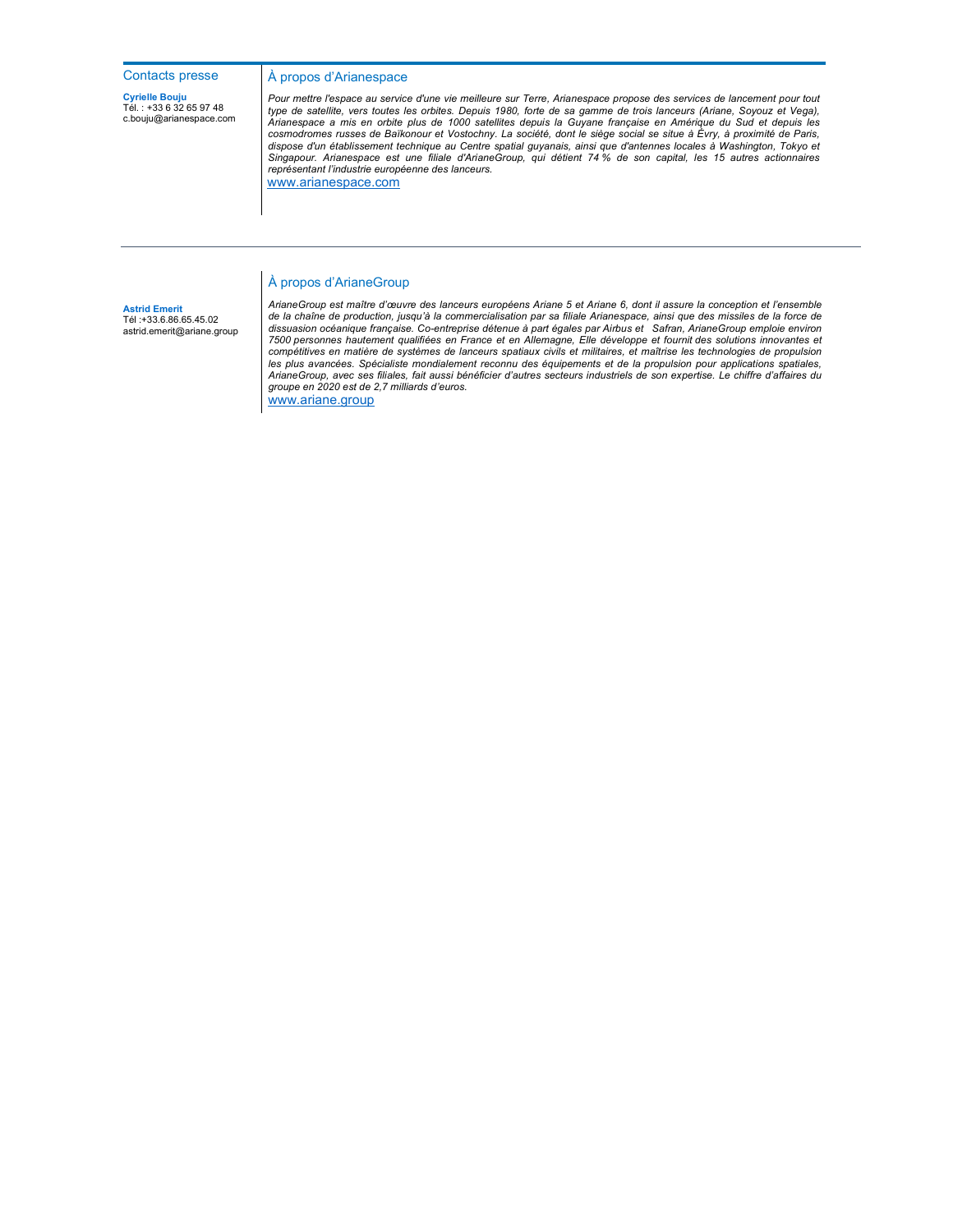## Contacts presse

**Cyrielle Bouju**
Tél. : +33 6 32 65 97 48
c.bouju@arianespace.com

## À propos d'Arianespace

*Pour mettre l'espace au service d'une vie meilleure sur Terre, Arianespace propose des services de lancement pour tout type de satellite, vers toutes les orbites. Depuis 1980, forte de sa gamme de trois lanceurs (Ariane, Soyouz et Vega), Arianespace a mis en orbite plus de 1000 satellites depuis la Guyane française en Amérique du Sud et depuis les cosmodromes russes de Baïkonour et Vostochny. La société, dont le siège social se situe à Évry, à proximité de Paris, dispose d'un établissement technique au Centre spatial guyanais, ainsi que d'antennes locales à Washington, Tokyo et Singapour. Arianespace est une filiale d'ArianeGroup, qui détient 74 % de son capital, les 15 autres actionnaires représentant l'industrie européenne des lanceurs.*

www.arianespace.com

---

**Astrid Emerit**
Tél :+33.6.86.65.45.02
astrid.emerit@ariane.group

## À propos d'ArianeGroup

*ArianeGroup est maître d'œuvre des lanceurs européens Ariane 5 et Ariane 6, dont il assure la conception et l'ensemble de la chaîne de production, jusqu'à la commercialisation par sa filiale Arianespace, ainsi que des missiles de la force de dissuasion océanique française. Co-entreprise détenue à part égales par Airbus et Safran, ArianeGroup emploie environ 7500 personnes hautement qualifiées en France et en Allemagne, Elle développe et fournit des solutions innovantes et compétitives en matière de systèmes de lanceurs spatiaux civils et militaires, et maîtrise les technologies de propulsion les plus avancées. Spécialiste mondialement reconnu des équipements et de la propulsion pour applications spatiales, ArianeGroup, avec ses filiales, fait aussi bénéficier d'autres secteurs industriels de son expertise. Le chiffre d'affaires du groupe en 2020 est de 2,7 milliards d'euros.*

www.ariane.group